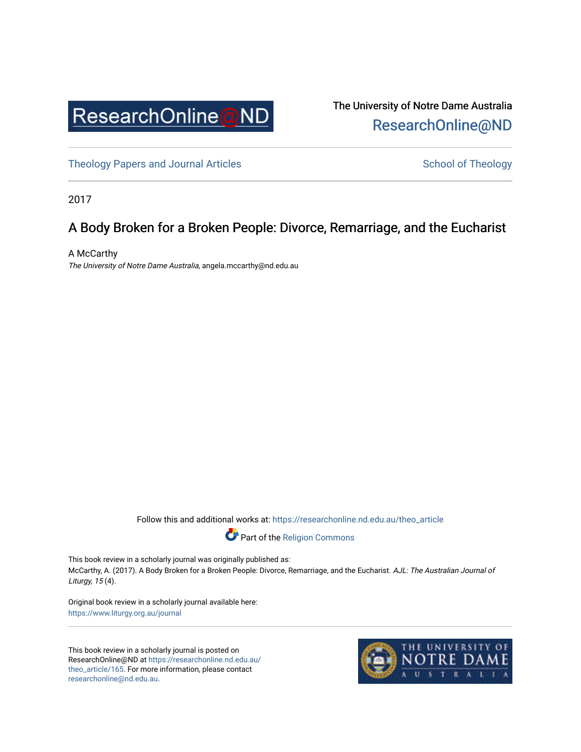ResearchOnline@ND

The University of Notre Dame Australia
ResearchOnline@ND

Theology Papers and Journal Articles | School of Theology

2017

# A Body Broken for a Broken People: Divorce, Remarriage, and the Eucharist

A McCarthy
*The University of Notre Dame Australia*, angela.mccarthy@nd.edu.au

Follow this and additional works at: https://researchonline.nd.edu.au/theo_article

Part of the Religion Commons

This book review in a scholarly journal was originally published as:
McCarthy, A. (2017). A Body Broken for a Broken People: Divorce, Remarriage, and the Eucharist. *AJL: The Australian Journal of Liturgy, 15* (4).

Original book review in a scholarly journal available here:
https://www.liturgy.org.au/journal

This book review in a scholarly journal is posted on ResearchOnline@ND at https://researchonline.nd.edu.au/theo_article/165. For more information, please contact researchonline@nd.edu.au.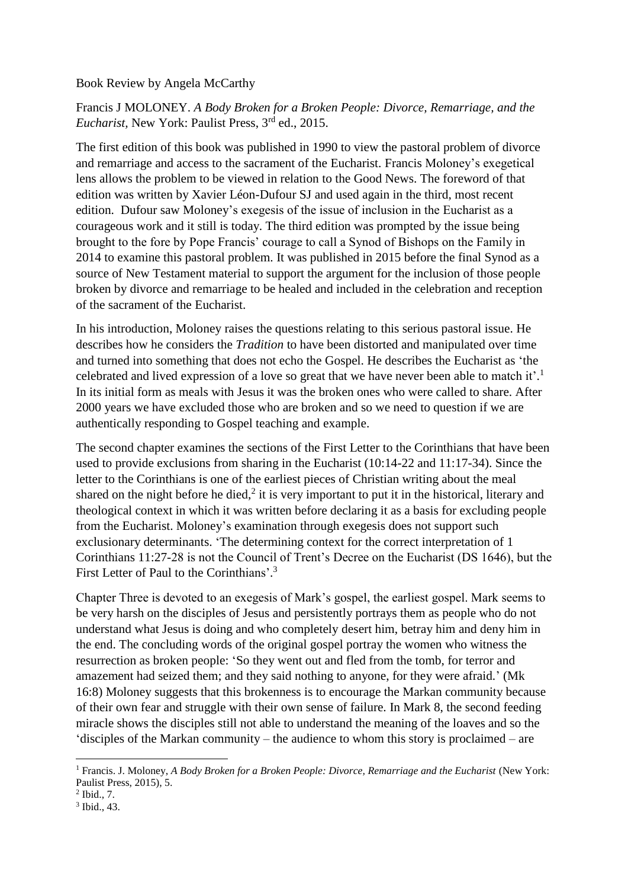Book Review by Angela McCarthy

Francis J MOLONEY. *A Body Broken for a Broken People: Divorce, Remarriage, and the Eucharist,* New York: Paulist Press, 3rd ed., 2015.

The first edition of this book was published in 1990 to view the pastoral problem of divorce and remarriage and access to the sacrament of the Eucharist. Francis Moloney's exegetical lens allows the problem to be viewed in relation to the Good News. The foreword of that edition was written by Xavier Léon-Dufour SJ and used again in the third, most recent edition. Dufour saw Moloney's exegesis of the issue of inclusion in the Eucharist as a courageous work and it still is today. The third edition was prompted by the issue being brought to the fore by Pope Francis' courage to call a Synod of Bishops on the Family in 2014 to examine this pastoral problem. It was published in 2015 before the final Synod as a source of New Testament material to support the argument for the inclusion of those people broken by divorce and remarriage to be healed and included in the celebration and reception of the sacrament of the Eucharist.

In his introduction, Moloney raises the questions relating to this serious pastoral issue. He describes how he considers the *Tradition* to have been distorted and manipulated over time and turned into something that does not echo the Gospel. He describes the Eucharist as 'the celebrated and lived expression of a love so great that we have never been able to match it'.[1] In its initial form as meals with Jesus it was the broken ones who were called to share. After 2000 years we have excluded those who are broken and so we need to question if we are authentically responding to Gospel teaching and example.

The second chapter examines the sections of the First Letter to the Corinthians that have been used to provide exclusions from sharing in the Eucharist (10:14-22 and 11:17-34). Since the letter to the Corinthians is one of the earliest pieces of Christian writing about the meal shared on the night before he died,[2] it is very important to put it in the historical, literary and theological context in which it was written before declaring it as a basis for excluding people from the Eucharist. Moloney's examination through exegesis does not support such exclusionary determinants. 'The determining context for the correct interpretation of 1 Corinthians 11:27-28 is not the Council of Trent's Decree on the Eucharist (DS 1646), but the First Letter of Paul to the Corinthians'.[3]

Chapter Three is devoted to an exegesis of Mark's gospel, the earliest gospel. Mark seems to be very harsh on the disciples of Jesus and persistently portrays them as people who do not understand what Jesus is doing and who completely desert him, betray him and deny him in the end. The concluding words of the original gospel portray the women who witness the resurrection as broken people: 'So they went out and fled from the tomb, for terror and amazement had seized them; and they said nothing to anyone, for they were afraid.' (Mk 16:8) Moloney suggests that this brokenness is to encourage the Markan community because of their own fear and struggle with their own sense of failure. In Mark 8, the second feeding miracle shows the disciples still not able to understand the meaning of the loaves and so the 'disciples of the Markan community – the audience to whom this story is proclaimed – are

---

[1] Francis. J. Moloney, *A Body Broken for a Broken People: Divorce, Remarriage and the Eucharist* (New York: Paulist Press, 2015), 5.

[2] Ibid., 7.

[3] Ibid., 43.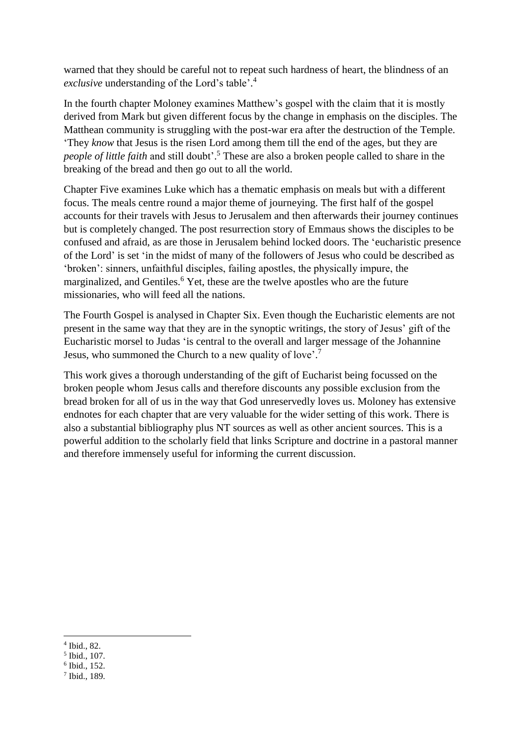warned that they should be careful not to repeat such hardness of heart, the blindness of an *exclusive* understanding of the Lord's table'.[4]

In the fourth chapter Moloney examines Matthew's gospel with the claim that it is mostly derived from Mark but given different focus by the change in emphasis on the disciples. The Matthean community is struggling with the post-war era after the destruction of the Temple. 'They *know* that Jesus is the risen Lord among them till the end of the ages, but they are *people of little faith* and still doubt'.[5] These are also a broken people called to share in the breaking of the bread and then go out to all the world.

Chapter Five examines Luke which has a thematic emphasis on meals but with a different focus. The meals centre round a major theme of journeying. The first half of the gospel accounts for their travels with Jesus to Jerusalem and then afterwards their journey continues but is completely changed. The post resurrection story of Emmaus shows the disciples to be confused and afraid, as are those in Jerusalem behind locked doors. The 'eucharistic presence of the Lord' is set 'in the midst of many of the followers of Jesus who could be described as 'broken': sinners, unfaithful disciples, failing apostles, the physically impure, the marginalized, and Gentiles.[6] Yet, these are the twelve apostles who are the future missionaries, who will feed all the nations.

The Fourth Gospel is analysed in Chapter Six. Even though the Eucharistic elements are not present in the same way that they are in the synoptic writings, the story of Jesus' gift of the Eucharistic morsel to Judas 'is central to the overall and larger message of the Johannine Jesus, who summoned the Church to a new quality of love'.[7]

This work gives a thorough understanding of the gift of Eucharist being focussed on the broken people whom Jesus calls and therefore discounts any possible exclusion from the bread broken for all of us in the way that God unreservedly loves us. Moloney has extensive endnotes for each chapter that are very valuable for the wider setting of this work. There is also a substantial bibliography plus NT sources as well as other ancient sources. This is a powerful addition to the scholarly field that links Scripture and doctrine in a pastoral manner and therefore immensely useful for informing the current discussion.

---

[4] Ibid., 82.

[5] Ibid., 107.

[6] Ibid., 152.

[7] Ibid., 189.